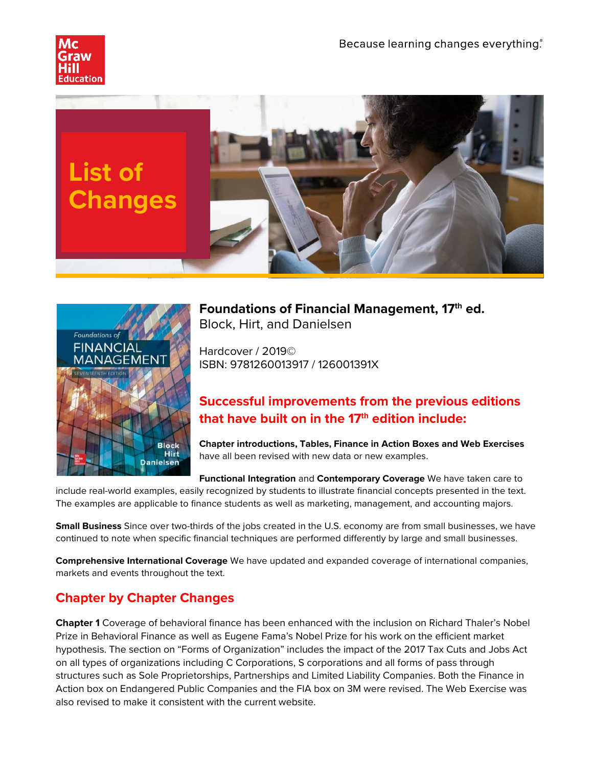Because learning changes everything.®

# List of Changes

## Foundations of Financial Management, 17th ed.

Block, Hirt, and Danielsen

Hardcover / 2019©
ISBN: 9781260013917 / 126001391X

## Successful improvements from the previous editions that have built on in the 17th edition include:

**Chapter introductions, Tables, Finance in Action Boxes and Web Exercises** have all been revised with new data or new examples.

**Functional Integration** and **Contemporary Coverage** We have taken care to include real-world examples, easily recognized by students to illustrate financial concepts presented in the text. The examples are applicable to finance students as well as marketing, management, and accounting majors.

**Small Business** Since over two-thirds of the jobs created in the U.S. economy are from small businesses, we have continued to note when specific financial techniques are performed differently by large and small businesses.

**Comprehensive International Coverage** We have updated and expanded coverage of international companies, markets and events throughout the text.

## Chapter by Chapter Changes

**Chapter 1** Coverage of behavioral finance has been enhanced with the inclusion on Richard Thaler's Nobel Prize in Behavioral Finance as well as Eugene Fama's Nobel Prize for his work on the efficient market hypothesis. The section on "Forms of Organization" includes the impact of the 2017 Tax Cuts and Jobs Act on all types of organizations including C Corporations, S corporations and all forms of pass through structures such as Sole Proprietorships, Partnerships and Limited Liability Companies. Both the Finance in Action box on Endangered Public Companies and the FIA box on 3M were revised. The Web Exercise was also revised to make it consistent with the current website.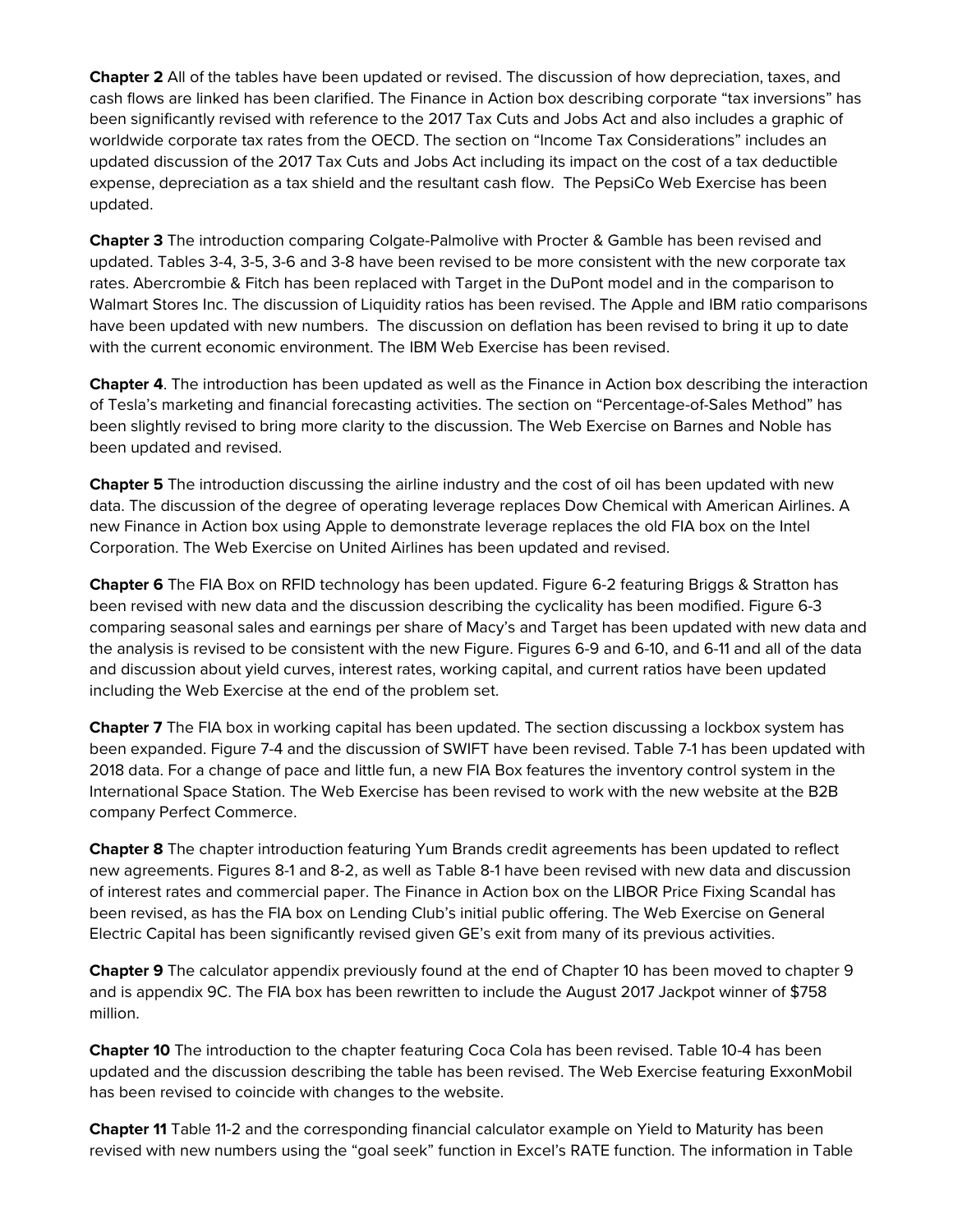**Chapter 2** All of the tables have been updated or revised. The discussion of how depreciation, taxes, and cash flows are linked has been clarified. The Finance in Action box describing corporate "tax inversions" has been significantly revised with reference to the 2017 Tax Cuts and Jobs Act and also includes a graphic of worldwide corporate tax rates from the OECD. The section on "Income Tax Considerations" includes an updated discussion of the 2017 Tax Cuts and Jobs Act including its impact on the cost of a tax deductible expense, depreciation as a tax shield and the resultant cash flow. The PepsiCo Web Exercise has been updated.

**Chapter 3** The introduction comparing Colgate-Palmolive with Procter & Gamble has been revised and updated. Tables 3-4, 3-5, 3-6 and 3-8 have been revised to be more consistent with the new corporate tax rates. Abercrombie & Fitch has been replaced with Target in the DuPont model and in the comparison to Walmart Stores Inc. The discussion of Liquidity ratios has been revised. The Apple and IBM ratio comparisons have been updated with new numbers. The discussion on deflation has been revised to bring it up to date with the current economic environment. The IBM Web Exercise has been revised.

**Chapter 4**. The introduction has been updated as well as the Finance in Action box describing the interaction of Tesla's marketing and financial forecasting activities. The section on "Percentage-of-Sales Method" has been slightly revised to bring more clarity to the discussion. The Web Exercise on Barnes and Noble has been updated and revised.

**Chapter 5** The introduction discussing the airline industry and the cost of oil has been updated with new data. The discussion of the degree of operating leverage replaces Dow Chemical with American Airlines. A new Finance in Action box using Apple to demonstrate leverage replaces the old FIA box on the Intel Corporation. The Web Exercise on United Airlines has been updated and revised.

**Chapter 6** The FIA Box on RFID technology has been updated. Figure 6-2 featuring Briggs & Stratton has been revised with new data and the discussion describing the cyclicality has been modified. Figure 6-3 comparing seasonal sales and earnings per share of Macy's and Target has been updated with new data and the analysis is revised to be consistent with the new Figure. Figures 6-9 and 6-10, and 6-11 and all of the data and discussion about yield curves, interest rates, working capital, and current ratios have been updated including the Web Exercise at the end of the problem set.

**Chapter 7** The FIA box in working capital has been updated. The section discussing a lockbox system has been expanded. Figure 7-4 and the discussion of SWIFT have been revised. Table 7-1 has been updated with 2018 data. For a change of pace and little fun, a new FIA Box features the inventory control system in the International Space Station. The Web Exercise has been revised to work with the new website at the B2B company Perfect Commerce.

**Chapter 8** The chapter introduction featuring Yum Brands credit agreements has been updated to reflect new agreements. Figures 8-1 and 8-2, as well as Table 8-1 have been revised with new data and discussion of interest rates and commercial paper. The Finance in Action box on the LIBOR Price Fixing Scandal has been revised, as has the FIA box on Lending Club's initial public offering. The Web Exercise on General Electric Capital has been significantly revised given GE's exit from many of its previous activities.

**Chapter 9** The calculator appendix previously found at the end of Chapter 10 has been moved to chapter 9 and is appendix 9C. The FIA box has been rewritten to include the August 2017 Jackpot winner of $758 million.

**Chapter 10** The introduction to the chapter featuring Coca Cola has been revised. Table 10-4 has been updated and the discussion describing the table has been revised. The Web Exercise featuring ExxonMobil has been revised to coincide with changes to the website.

**Chapter 11** Table 11-2 and the corresponding financial calculator example on Yield to Maturity has been revised with new numbers using the "goal seek" function in Excel's RATE function. The information in Table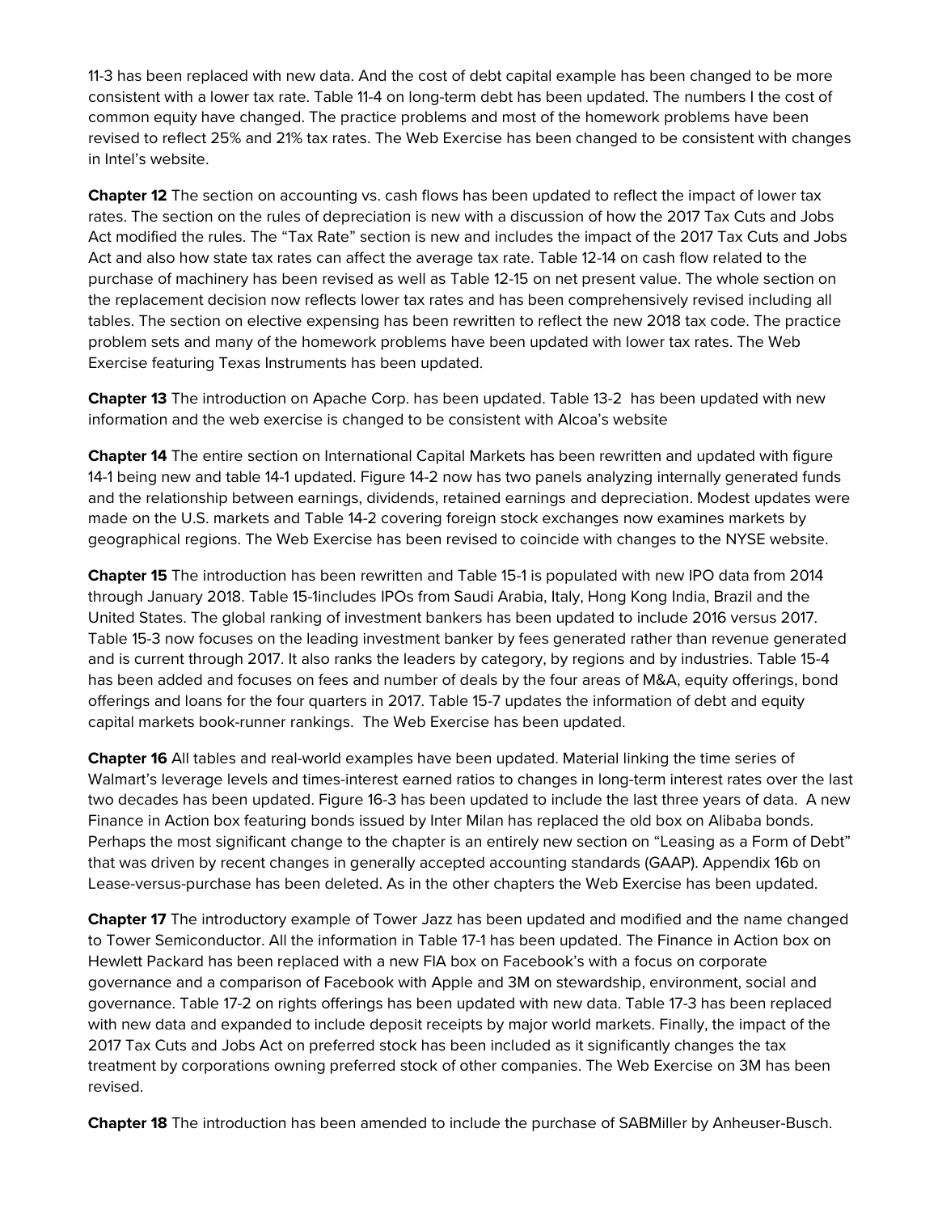11-3 has been replaced with new data. And the cost of debt capital example has been changed to be more consistent with a lower tax rate. Table 11-4 on long-term debt has been updated. The numbers I the cost of common equity have changed. The practice problems and most of the homework problems have been revised to reflect 25% and 21% tax rates. The Web Exercise has been changed to be consistent with changes in Intel's website.

**Chapter 12** The section on accounting vs. cash flows has been updated to reflect the impact of lower tax rates. The section on the rules of depreciation is new with a discussion of how the 2017 Tax Cuts and Jobs Act modified the rules. The "Tax Rate" section is new and includes the impact of the 2017 Tax Cuts and Jobs Act and also how state tax rates can affect the average tax rate. Table 12-14 on cash flow related to the purchase of machinery has been revised as well as Table 12-15 on net present value. The whole section on the replacement decision now reflects lower tax rates and has been comprehensively revised including all tables. The section on elective expensing has been rewritten to reflect the new 2018 tax code. The practice problem sets and many of the homework problems have been updated with lower tax rates. The Web Exercise featuring Texas Instruments has been updated.

**Chapter 13** The introduction on Apache Corp. has been updated. Table 13-2 has been updated with new information and the web exercise is changed to be consistent with Alcoa's website

**Chapter 14** The entire section on International Capital Markets has been rewritten and updated with figure 14-1 being new and table 14-1 updated. Figure 14-2 now has two panels analyzing internally generated funds and the relationship between earnings, dividends, retained earnings and depreciation. Modest updates were made on the U.S. markets and Table 14-2 covering foreign stock exchanges now examines markets by geographical regions. The Web Exercise has been revised to coincide with changes to the NYSE website.

**Chapter 15** The introduction has been rewritten and Table 15-1 is populated with new IPO data from 2014 through January 2018. Table 15-1includes IPOs from Saudi Arabia, Italy, Hong Kong India, Brazil and the United States. The global ranking of investment bankers has been updated to include 2016 versus 2017. Table 15-3 now focuses on the leading investment banker by fees generated rather than revenue generated and is current through 2017. It also ranks the leaders by category, by regions and by industries. Table 15-4 has been added and focuses on fees and number of deals by the four areas of M&A, equity offerings, bond offerings and loans for the four quarters in 2017. Table 15-7 updates the information of debt and equity capital markets book-runner rankings. The Web Exercise has been updated.

**Chapter 16** All tables and real-world examples have been updated. Material linking the time series of Walmart's leverage levels and times-interest earned ratios to changes in long-term interest rates over the last two decades has been updated. Figure 16-3 has been updated to include the last three years of data. A new Finance in Action box featuring bonds issued by Inter Milan has replaced the old box on Alibaba bonds. Perhaps the most significant change to the chapter is an entirely new section on "Leasing as a Form of Debt" that was driven by recent changes in generally accepted accounting standards (GAAP). Appendix 16b on Lease-versus-purchase has been deleted. As in the other chapters the Web Exercise has been updated.

**Chapter 17** The introductory example of Tower Jazz has been updated and modified and the name changed to Tower Semiconductor. All the information in Table 17-1 has been updated. The Finance in Action box on Hewlett Packard has been replaced with a new FIA box on Facebook's with a focus on corporate governance and a comparison of Facebook with Apple and 3M on stewardship, environment, social and governance. Table 17-2 on rights offerings has been updated with new data. Table 17-3 has been replaced with new data and expanded to include deposit receipts by major world markets. Finally, the impact of the 2017 Tax Cuts and Jobs Act on preferred stock has been included as it significantly changes the tax treatment by corporations owning preferred stock of other companies. The Web Exercise on 3M has been revised.

**Chapter 18** The introduction has been amended to include the purchase of SABMiller by Anheuser-Busch.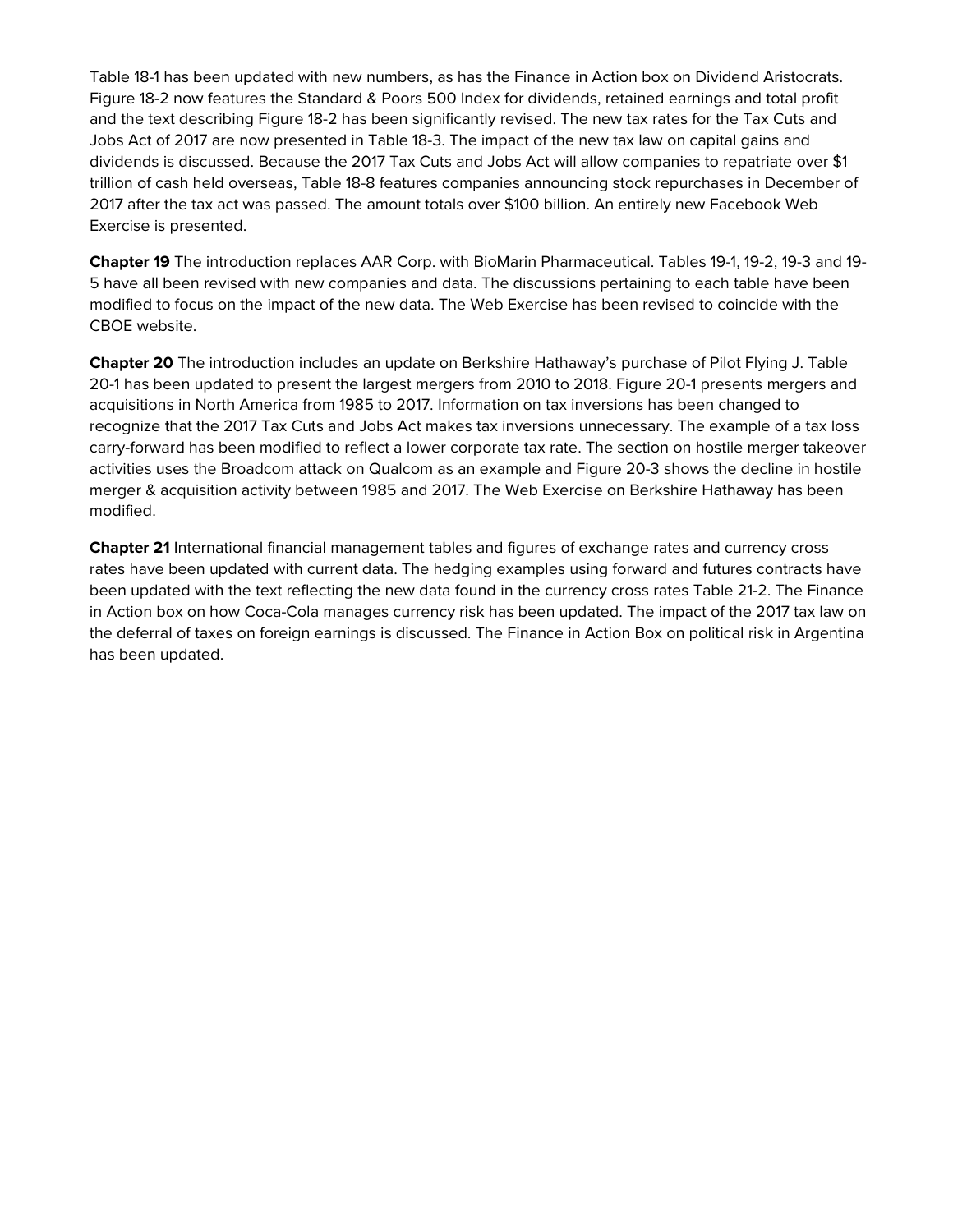Table 18-1 has been updated with new numbers, as has the Finance in Action box on Dividend Aristocrats. Figure 18-2 now features the Standard & Poors 500 Index for dividends, retained earnings and total profit and the text describing Figure 18-2 has been significantly revised. The new tax rates for the Tax Cuts and Jobs Act of 2017 are now presented in Table 18-3. The impact of the new tax law on capital gains and dividends is discussed. Because the 2017 Tax Cuts and Jobs Act will allow companies to repatriate over $1 trillion of cash held overseas, Table 18-8 features companies announcing stock repurchases in December of 2017 after the tax act was passed. The amount totals over $100 billion. An entirely new Facebook Web Exercise is presented.

**Chapter 19** The introduction replaces AAR Corp. with BioMarin Pharmaceutical. Tables 19-1, 19-2, 19-3 and 19-5 have all been revised with new companies and data. The discussions pertaining to each table have been modified to focus on the impact of the new data. The Web Exercise has been revised to coincide with the CBOE website.

**Chapter 20** The introduction includes an update on Berkshire Hathaway's purchase of Pilot Flying J. Table 20-1 has been updated to present the largest mergers from 2010 to 2018. Figure 20-1 presents mergers and acquisitions in North America from 1985 to 2017. Information on tax inversions has been changed to recognize that the 2017 Tax Cuts and Jobs Act makes tax inversions unnecessary. The example of a tax loss carry-forward has been modified to reflect a lower corporate tax rate. The section on hostile merger takeover activities uses the Broadcom attack on Qualcom as an example and Figure 20-3 shows the decline in hostile merger & acquisition activity between 1985 and 2017. The Web Exercise on Berkshire Hathaway has been modified.

**Chapter 21** International financial management tables and figures of exchange rates and currency cross rates have been updated with current data. The hedging examples using forward and futures contracts have been updated with the text reflecting the new data found in the currency cross rates Table 21-2. The Finance in Action box on how Coca-Cola manages currency risk has been updated. The impact of the 2017 tax law on the deferral of taxes on foreign earnings is discussed. The Finance in Action Box on political risk in Argentina has been updated.